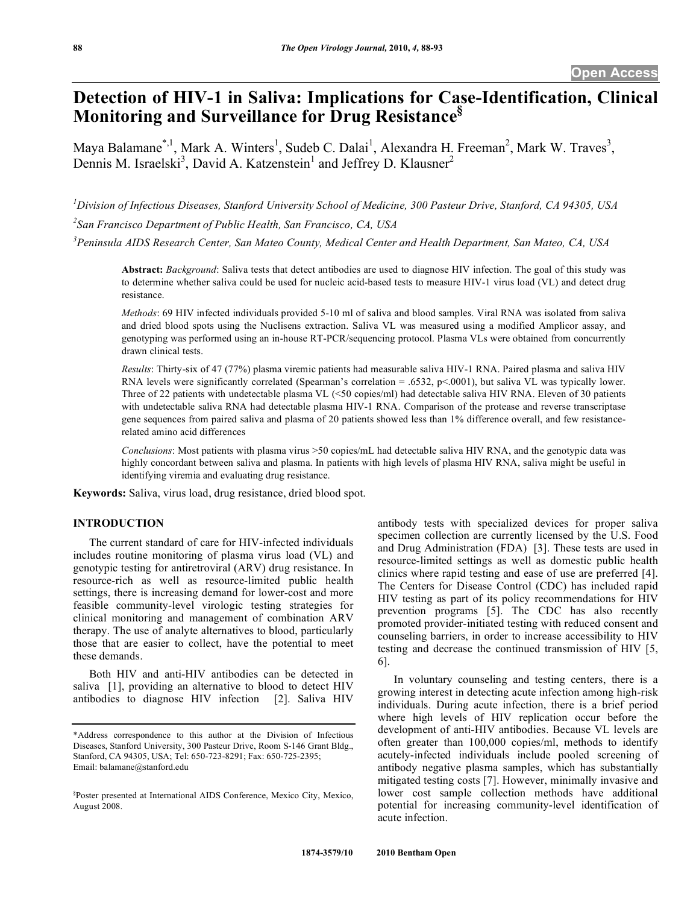# Detection of HIV-1 in Saliva: Implications for Case-Identification, Clinical Monitoring and Surveillance for Drug Resistance[§]

Maya Balamane[*,1], Mark A. Winters[1], Sudeb C. Dalai[1], Alexandra H. Freeman[2], Mark W. Traves[3], Dennis M. Israelski[3], David A. Katzenstein[1] and Jeffrey D. Klausner[2]

[1]Division of Infectious Diseases, Stanford University School of Medicine, 300 Pasteur Drive, Stanford, CA 94305, USA

[2]San Francisco Department of Public Health, San Francisco, CA, USA

[3]Peninsula AIDS Research Center, San Mateo County, Medical Center and Health Department, San Mateo, CA, USA

**Abstract:** *Background*: Saliva tests that detect antibodies are used to diagnose HIV infection. The goal of this study was to determine whether saliva could be used for nucleic acid-based tests to measure HIV-1 virus load (VL) and detect drug resistance.

*Methods*: 69 HIV infected individuals provided 5-10 ml of saliva and blood samples. Viral RNA was isolated from saliva and dried blood spots using the Nuclisens extraction. Saliva VL was measured using a modified Amplicor assay, and genotyping was performed using an in-house RT-PCR/sequencing protocol. Plasma VLs were obtained from concurrently drawn clinical tests.

*Results*: Thirty-six of 47 (77%) plasma viremic patients had measurable saliva HIV-1 RNA. Paired plasma and saliva HIV RNA levels were significantly correlated (Spearman's correlation = .6532, p<.0001), but saliva VL was typically lower. Three of 22 patients with undetectable plasma VL (<50 copies/ml) had detectable saliva HIV RNA. Eleven of 30 patients with undetectable saliva RNA had detectable plasma HIV-1 RNA. Comparison of the protease and reverse transcriptase gene sequences from paired saliva and plasma of 20 patients showed less than 1% difference overall, and few resistance-related amino acid differences

*Conclusions*: Most patients with plasma virus >50 copies/mL had detectable saliva HIV RNA, and the genotypic data was highly concordant between saliva and plasma. In patients with high levels of plasma HIV RNA, saliva might be useful in identifying viremia and evaluating drug resistance.

**Keywords:** Saliva, virus load, drug resistance, dried blood spot.

## INTRODUCTION

The current standard of care for HIV-infected individuals includes routine monitoring of plasma virus load (VL) and genotypic testing for antiretroviral (ARV) drug resistance. In resource-rich as well as resource-limited public health settings, there is increasing demand for lower-cost and more feasible community-level virologic testing strategies for clinical monitoring and management of combination ARV therapy. The use of analyte alternatives to blood, particularly those that are easier to collect, have the potential to meet these demands.

Both HIV and anti-HIV antibodies can be detected in saliva [1], providing an alternative to blood to detect HIV antibodies to diagnose HIV infection [2]. Saliva HIV antibody tests with specialized devices for proper saliva specimen collection are currently licensed by the U.S. Food and Drug Administration (FDA) [3]. These tests are used in resource-limited settings as well as domestic public health clinics where rapid testing and ease of use are preferred [4]. The Centers for Disease Control (CDC) has included rapid HIV testing as part of its policy recommendations for HIV prevention programs [5]. The CDC has also recently promoted provider-initiated testing with reduced consent and counseling barriers, in order to increase accessibility to HIV testing and decrease the continued transmission of HIV [5, 6].

In voluntary counseling and testing centers, there is a growing interest in detecting acute infection among high-risk individuals. During acute infection, there is a brief period where high levels of HIV replication occur before the development of anti-HIV antibodies. Because VL levels are often greater than 100,000 copies/ml, methods to identify acutely-infected individuals include pooled screening of antibody negative plasma samples, which has substantially mitigated testing costs [7]. However, minimally invasive and lower cost sample collection methods have additional potential for increasing community-level identification of acute infection.

*Address correspondence to this author at the Division of Infectious Diseases, Stanford University, 300 Pasteur Drive, Room S-146 Grant Bldg., Stanford, CA 94305, USA; Tel: 650-723-8291; Fax: 650-725-2395; Email: balamane@stanford.edu

[§]Poster presented at International AIDS Conference, Mexico City, Mexico, August 2008.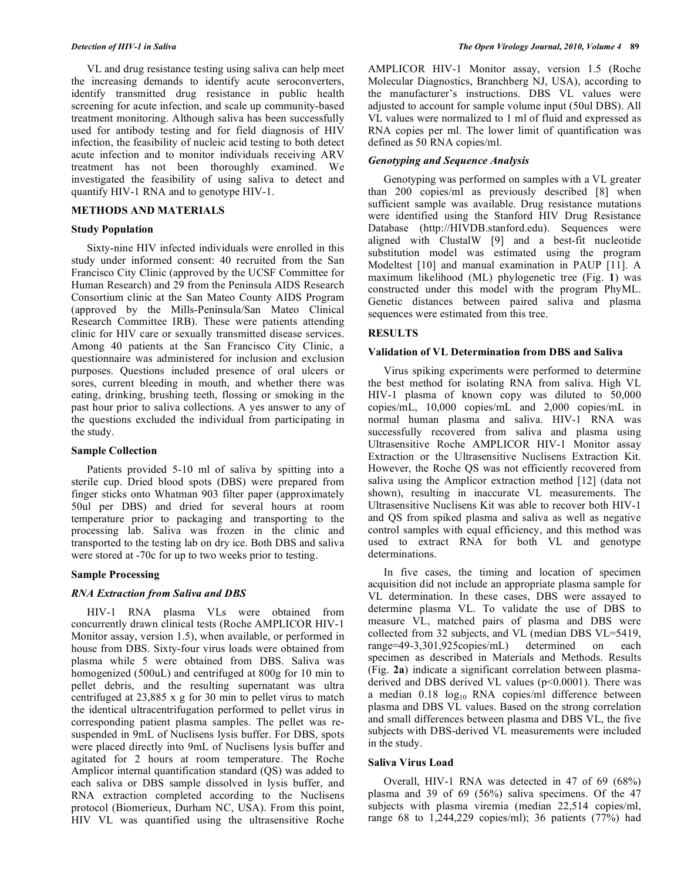VL and drug resistance testing using saliva can help meet the increasing demands to identify acute seroconverters, identify transmitted drug resistance in public health screening for acute infection, and scale up community-based treatment monitoring. Although saliva has been successfully used for antibody testing and for field diagnosis of HIV infection, the feasibility of nucleic acid testing to both detect acute infection and to monitor individuals receiving ARV treatment has not been thoroughly examined. We investigated the feasibility of using saliva to detect and quantify HIV-1 RNA and to genotype HIV-1.

## METHODS AND MATERIALS

### Study Population

Sixty-nine HIV infected individuals were enrolled in this study under informed consent: 40 recruited from the San Francisco City Clinic (approved by the UCSF Committee for Human Research) and 29 from the Peninsula AIDS Research Consortium clinic at the San Mateo County AIDS Program (approved by the Mills-Peninsula/San Mateo Clinical Research Committee IRB). These were patients attending clinic for HIV care or sexually transmitted disease services. Among 40 patients at the San Francisco City Clinic, a questionnaire was administered for inclusion and exclusion purposes. Questions included presence of oral ulcers or sores, current bleeding in mouth, and whether there was eating, drinking, brushing teeth, flossing or smoking in the past hour prior to saliva collections. A yes answer to any of the questions excluded the individual from participating in the study.

### Sample Collection

Patients provided 5-10 ml of saliva by spitting into a sterile cup. Dried blood spots (DBS) were prepared from finger sticks onto Whatman 903 filter paper (approximately 50ul per DBS) and dried for several hours at room temperature prior to packaging and transporting to the processing lab. Saliva was frozen in the clinic and transported to the testing lab on dry ice. Both DBS and saliva were stored at -70c for up to two weeks prior to testing.

### Sample Processing

#### *RNA Extraction from Saliva and DBS*

HIV-1 RNA plasma VLs were obtained from concurrently drawn clinical tests (Roche AMPLICOR HIV-1 Monitor assay, version 1.5), when available, or performed in house from DBS. Sixty-four virus loads were obtained from plasma while 5 were obtained from DBS. Saliva was homogenized (500uL) and centrifuged at 800g for 10 min to pellet debris, and the resulting supernatant was ultra centrifuged at 23,885 x g for 30 min to pellet virus to match the identical ultracentrifugation performed to pellet virus in corresponding patient plasma samples. The pellet was re-suspended in 9mL of Nuclisens lysis buffer. For DBS, spots were placed directly into 9mL of Nuclisens lysis buffer and agitated for 2 hours at room temperature. The Roche Amplicor internal quantification standard (QS) was added to each saliva or DBS sample dissolved in lysis buffer, and RNA extraction completed according to the Nuclisens protocol (Biomerieux, Durham NC, USA). From this point, HIV VL was quantified using the ultrasensitive Roche AMPLICOR HIV-1 Monitor assay, version 1.5 (Roche Molecular Diagnostics, Branchberg NJ, USA), according to the manufacturer's instructions. DBS VL values were adjusted to account for sample volume input (50ul DBS). All VL values were normalized to 1 ml of fluid and expressed as RNA copies per ml. The lower limit of quantification was defined as 50 RNA copies/ml.

#### *Genotyping and Sequence Analysis*

Genotyping was performed on samples with a VL greater than 200 copies/ml as previously described [8] when sufficient sample was available. Drug resistance mutations were identified using the Stanford HIV Drug Resistance Database (http://HIVDB.stanford.edu). Sequences were aligned with ClustalW [9] and a best-fit nucleotide substitution model was estimated using the program Modeltest [10] and manual examination in PAUP [11]. A maximum likelihood (ML) phylogenetic tree (Fig. **1**) was constructed under this model with the program PhyML. Genetic distances between paired saliva and plasma sequences were estimated from this tree.

## RESULTS

### Validation of VL Determination from DBS and Saliva

Virus spiking experiments were performed to determine the best method for isolating RNA from saliva. High VL HIV-1 plasma of known copy was diluted to 50,000 copies/mL, 10,000 copies/mL and 2,000 copies/mL in normal human plasma and saliva. HIV-1 RNA was successfully recovered from saliva and plasma using Ultrasensitive Roche AMPLICOR HIV-1 Monitor assay Extraction or the Ultrasensitive Nuclisens Extraction Kit. However, the Roche QS was not efficiently recovered from saliva using the Amplicor extraction method [12] (data not shown), resulting in inaccurate VL measurements. The Ultrasensitive Nuclisens Kit was able to recover both HIV-1 and QS from spiked plasma and saliva as well as negative control samples with equal efficiency, and this method was used to extract RNA for both VL and genotype determinations.

In five cases, the timing and location of specimen acquisition did not include an appropriate plasma sample for VL determination. In these cases, DBS were assayed to determine plasma VL. To validate the use of DBS to measure VL, matched pairs of plasma and DBS were collected from 32 subjects, and VL (median DBS VL=5419, range=49-3,301,925copies/mL) determined on each specimen as described in Materials and Methods. Results (Fig. **2a**) indicate a significant correlation between plasma-derived and DBS derived VL values ($p<0.0001$). There was a median 0.18 $\log_{10}$ RNA copies/ml difference between plasma and DBS VL values. Based on the strong correlation and small differences between plasma and DBS VL, the five subjects with DBS-derived VL measurements were included in the study.

### Saliva Virus Load

Overall, HIV-1 RNA was detected in 47 of 69 (68%) plasma and 39 of 69 (56%) saliva specimens. Of the 47 subjects with plasma viremia (median 22,514 copies/ml, range 68 to 1,244,229 copies/ml); 36 patients (77%) had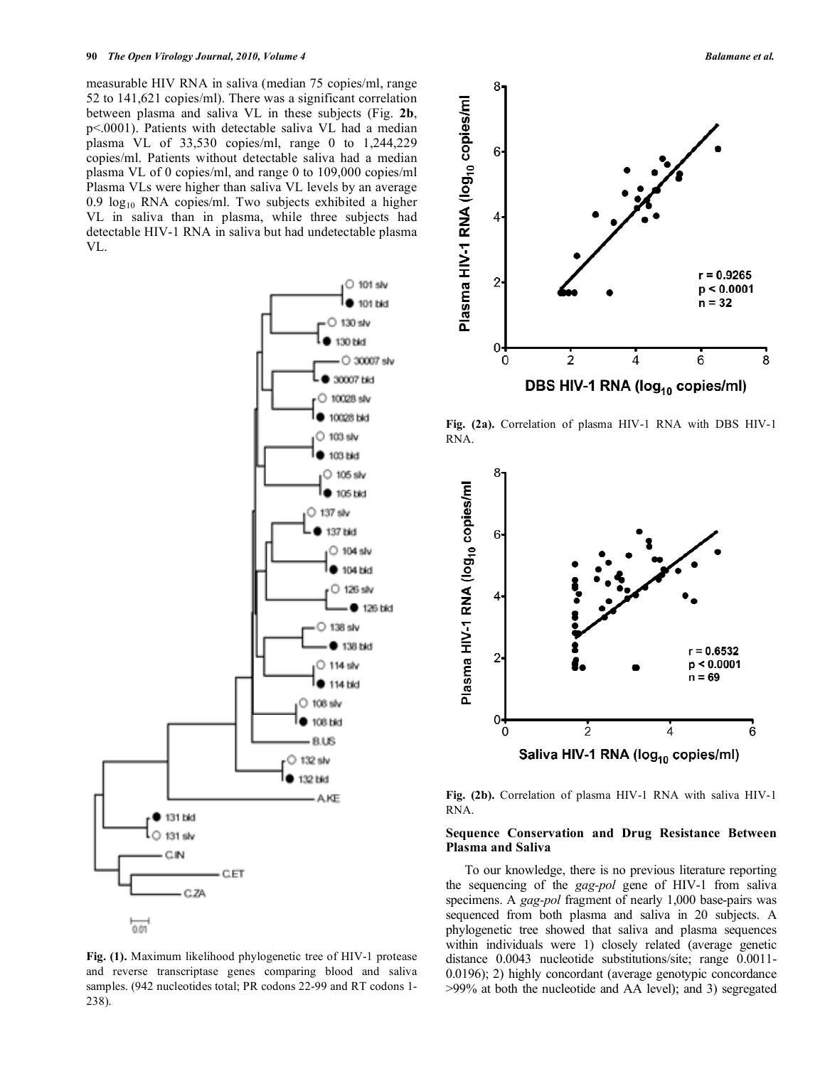measurable HIV RNA in saliva (median 75 copies/ml, range 52 to 141,621 copies/ml). There was a significant correlation between plasma and saliva VL in these subjects (Fig. **2b**, p<.0001). Patients with detectable saliva VL had a median plasma VL of 33,530 copies/ml, range 0 to 1,244,229 copies/ml. Patients without detectable saliva had a median plasma VL of 0 copies/ml, and range 0 to 109,000 copies/ml Plasma VLs were higher than saliva VL levels by an average 0.9 $\log_{10}$ RNA copies/ml. Two subjects exhibited a higher VL in saliva than in plasma, while three subjects had detectable HIV-1 RNA in saliva but had undetectable plasma VL.

**Fig. (1).** Maximum likelihood phylogenetic tree of HIV-1 protease and reverse transcriptase genes comparing blood and saliva samples. (942 nucleotides total; PR codons 22-99 and RT codons 1-238).

**Fig. (2a).** Correlation of plasma HIV-1 RNA with DBS HIV-1 RNA.

**Fig. (2b).** Correlation of plasma HIV-1 RNA with saliva HIV-1 RNA.

### Sequence Conservation and Drug Resistance Between Plasma and Saliva

To our knowledge, there is no previous literature reporting the sequencing of the *gag-pol* gene of HIV-1 from saliva specimens. A *gag-pol* fragment of nearly 1,000 base-pairs was sequenced from both plasma and saliva in 20 subjects. A phylogenetic tree showed that saliva and plasma sequences within individuals were 1) closely related (average genetic distance 0.0043 nucleotide substitutions/site; range 0.0011-0.0196); 2) highly concordant (average genotypic concordance >99% at both the nucleotide and AA level); and 3) segregated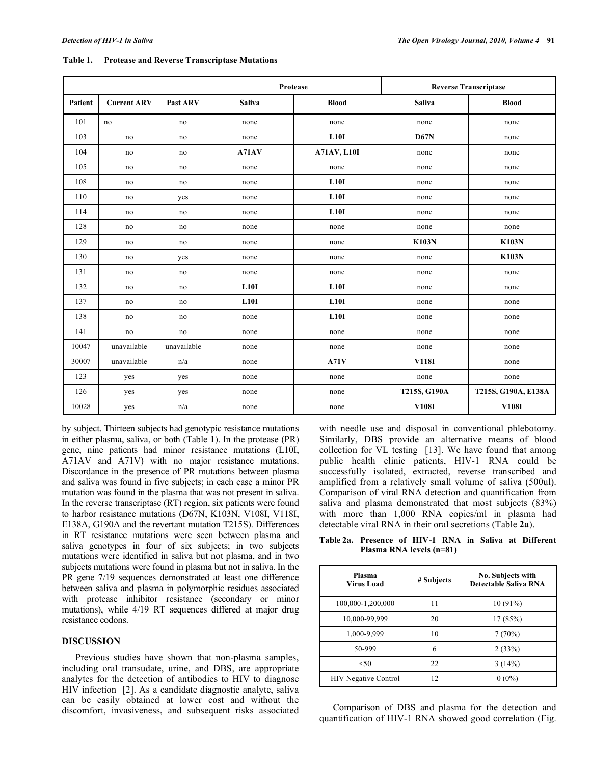**Table 1. Protease and Reverse Transcriptase Mutations**

| | | | Protease | | Reverse Transcriptase | |
|---|---|---|---|---|---|---|
| Patient | Current ARV | Past ARV | Saliva | Blood | Saliva | Blood |
| 101 | no | no | none | none | none | none |
| 103 | no | no | none | **L10I** | **D67N** | none |
| 104 | no | no | **A71AV** | **A71AV, L10I** | none | none |
| 105 | no | no | none | none | none | none |
| 108 | no | no | none | **L10I** | none | none |
| 110 | no | yes | none | **L10I** | none | none |
| 114 | no | no | none | **L10I** | none | none |
| 128 | no | no | none | none | none | none |
| 129 | no | no | none | none | **K103N** | **K103N** |
| 130 | no | yes | none | none | none | **K103N** |
| 131 | no | no | none | none | none | none |
| 132 | no | no | **L10I** | **L10I** | none | none |
| 137 | no | no | **L10I** | **L10I** | none | none |
| 138 | no | no | none | **L10I** | none | none |
| 141 | no | no | none | none | none | none |
| 10047 | unavailable | unavailable | none | none | none | none |
| 30007 | unavailable | n/a | none | **A71V** | **V118I** | none |
| 123 | yes | yes | none | none | none | none |
| 126 | yes | yes | none | none | **T215S, G190A** | **T215S, G190A, E138A** |
| 10028 | yes | n/a | none | none | **V108I** | **V108I** |

by subject. Thirteen subjects had genotypic resistance mutations in either plasma, saliva, or both (Table **1**). In the protease (PR) gene, nine patients had minor resistance mutations (L10I, A71AV and A71V) with no major resistance mutations. Discordance in the presence of PR mutations between plasma and saliva was found in five subjects; in each case a minor PR mutation was found in the plasma that was not present in saliva. In the reverse transcriptase (RT) region, six patients were found to harbor resistance mutations (D67N, K103N, V108I, V118I, E138A, G190A and the revertant mutation T215S). Differences in RT resistance mutations were seen between plasma and saliva genotypes in four of six subjects; in two subjects mutations were identified in saliva but not plasma, and in two subjects mutations were found in plasma but not in saliva. In the PR gene 7/19 sequences demonstrated at least one difference between saliva and plasma in polymorphic residues associated with protease inhibitor resistance (secondary or minor mutations), while 4/19 RT sequences differed at major drug resistance codons.

## DISCUSSION

Previous studies have shown that non-plasma samples, including oral transudate, urine, and DBS, are appropriate analytes for the detection of antibodies to HIV to diagnose HIV infection [2]. As a candidate diagnostic analyte, saliva can be easily obtained at lower cost and without the discomfort, invasiveness, and subsequent risks associated with needle use and disposal in conventional phlebotomy. Similarly, DBS provide an alternative means of blood collection for VL testing [13]. We have found that among public health clinic patients, HIV-1 RNA could be successfully isolated, extracted, reverse transcribed and amplified from a relatively small volume of saliva (500ul). Comparison of viral RNA detection and quantification from saliva and plasma demonstrated that most subjects (83%) with more than 1,000 RNA copies/ml in plasma had detectable viral RNA in their oral secretions (Table **2a**).

**Table 2a. Presence of HIV-1 RNA in Saliva at Different Plasma RNA levels (n=81)**

| Plasma Virus Load | # Subjects | No. Subjects with Detectable Saliva RNA |
|---|---|---|
| 100,000-1,200,000 | 11 | 10 (91%) |
| 10,000-99,999 | 20 | 17 (85%) |
| 1,000-9,999 | 10 | 7 (70%) |
| 50-999 | 6 | 2 (33%) |
| <50 | 22 | 3 (14%) |
| HIV Negative Control | 12 | 0 (0%) |

Comparison of DBS and plasma for the detection and quantification of HIV-1 RNA showed good correlation (Fig.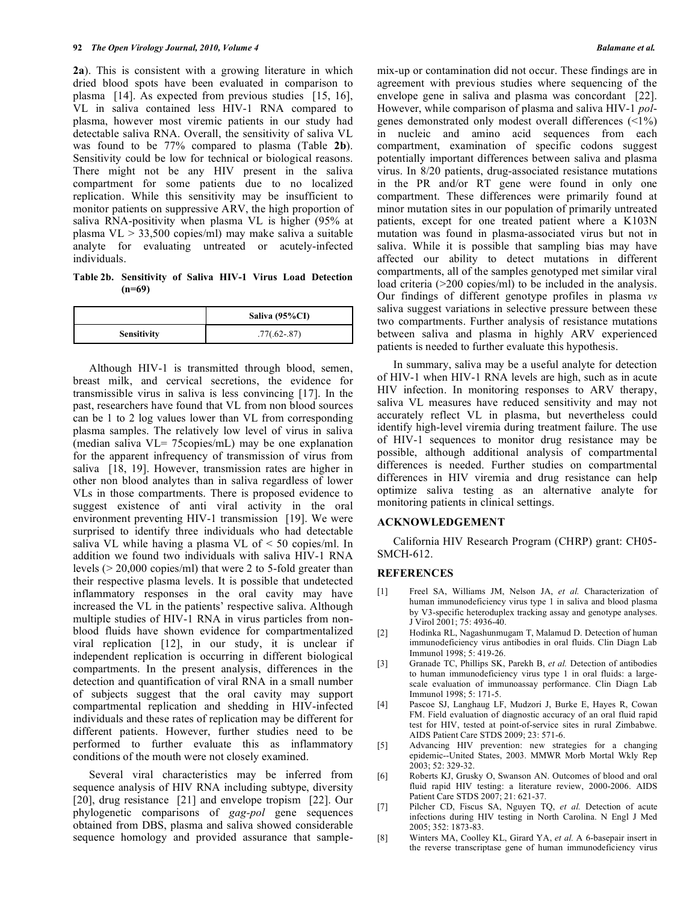**2a**). This is consistent with a growing literature in which dried blood spots have been evaluated in comparison to plasma [14]. As expected from previous studies [15, 16], VL in saliva contained less HIV-1 RNA compared to plasma, however most viremic patients in our study had detectable saliva RNA. Overall, the sensitivity of saliva VL was found to be 77% compared to plasma (Table **2b**). Sensitivity could be low for technical or biological reasons. There might not be any HIV present in the saliva compartment for some patients due to no localized replication. While this sensitivity may be insufficient to monitor patients on suppressive ARV, the high proportion of saliva RNA-positivity when plasma VL is higher (95% at plasma VL > 33,500 copies/ml) may make saliva a suitable analyte for evaluating untreated or acutely-infected individuals.

**Table 2b. Sensitivity of Saliva HIV-1 Virus Load Detection (n=69)**

| | Saliva (95%CI) |
|---|---|
| **Sensitivity** | .77(.62-.87) |

Although HIV-1 is transmitted through blood, semen, breast milk, and cervical secretions, the evidence for transmissible virus in saliva is less convincing [17]. In the past, researchers have found that VL from non blood sources can be 1 to 2 log values lower than VL from corresponding plasma samples. The relatively low level of virus in saliva (median saliva VL= 75copies/mL) may be one explanation for the apparent infrequency of transmission of virus from saliva [18, 19]. However, transmission rates are higher in other non blood analytes than in saliva regardless of lower VLs in those compartments. There is proposed evidence to suggest existence of anti viral activity in the oral environment preventing HIV-1 transmission [19]. We were surprised to identify three individuals who had detectable saliva VL while having a plasma VL of < 50 copies/ml. In addition we found two individuals with saliva HIV-1 RNA levels (> 20,000 copies/ml) that were 2 to 5-fold greater than their respective plasma levels. It is possible that undetected inflammatory responses in the oral cavity may have increased the VL in the patients' respective saliva. Although multiple studies of HIV-1 RNA in virus particles from non-blood fluids have shown evidence for compartmentalized viral replication [12], in our study, it is unclear if independent replication is occurring in different biological compartments. In the present analysis, differences in the detection and quantification of viral RNA in a small number of subjects suggest that the oral cavity may support compartmental replication and shedding in HIV-infected individuals and these rates of replication may be different for different patients. However, further studies need to be performed to further evaluate this as inflammatory conditions of the mouth were not closely examined.

Several viral characteristics may be inferred from sequence analysis of HIV RNA including subtype, diversity [20], drug resistance [21] and envelope tropism [22]. Our phylogenetic comparisons of *gag-pol* gene sequences obtained from DBS, plasma and saliva showed considerable sequence homology and provided assurance that sample-mix-up or contamination did not occur. These findings are in agreement with previous studies where sequencing of the envelope gene in saliva and plasma was concordant [22]. However, while comparison of plasma and saliva HIV-1 *pol*-genes demonstrated only modest overall differences (<1%) in nucleic and amino acid sequences from each compartment, examination of specific codons suggest potentially important differences between saliva and plasma virus. In 8/20 patients, drug-associated resistance mutations in the PR and/or RT gene were found in only one compartment. These differences were primarily found at minor mutation sites in our population of primarily untreated patients, except for one treated patient where a K103N mutation was found in plasma-associated virus but not in saliva. While it is possible that sampling bias may have affected our ability to detect mutations in different compartments, all of the samples genotyped met similar viral load criteria (>200 copies/ml) to be included in the analysis. Our findings of different genotype profiles in plasma *vs* saliva suggest variations in selective pressure between these two compartments. Further analysis of resistance mutations between saliva and plasma in highly ARV experienced patients is needed to further evaluate this hypothesis.

In summary, saliva may be a useful analyte for detection of HIV-1 when HIV-1 RNA levels are high, such as in acute HIV infection. In monitoring responses to ARV therapy, saliva VL measures have reduced sensitivity and may not accurately reflect VL in plasma, but nevertheless could identify high-level viremia during treatment failure. The use of HIV-1 sequences to monitor drug resistance may be possible, although additional analysis of compartmental differences is needed. Further studies on compartmental differences in HIV viremia and drug resistance can help optimize saliva testing as an alternative analyte for monitoring patients in clinical settings.

## ACKNOWLEDGEMENT

California HIV Research Program (CHRP) grant: CH05-SMCH-612.

## REFERENCES

[1] Freel SA, Williams JM, Nelson JA, *et al.* Characterization of human immunodeficiency virus type 1 in saliva and blood plasma by V3-specific heteroduplex tracking assay and genotype analyses. J Virol 2001; 75: 4936-40.

[2] Hodinka RL, Nagashunmugam T, Malamud D. Detection of human immunodeficiency virus antibodies in oral fluids. Clin Diagn Lab Immunol 1998; 5: 419-26.

[3] Granade TC, Phillips SK, Parekh B, *et al.* Detection of antibodies to human immunodeficiency virus type 1 in oral fluids: a large-scale evaluation of immunoassay performance. Clin Diagn Lab Immunol 1998; 5: 171-5.

[4] Pascoe SJ, Langhaug LF, Mudzori J, Burke E, Hayes R, Cowan FM. Field evaluation of diagnostic accuracy of an oral fluid rapid test for HIV, tested at point-of-service sites in rural Zimbabwe. AIDS Patient Care STDS 2009; 23: 571-6.

[5] Advancing HIV prevention: new strategies for a changing epidemic--United States, 2003. MMWR Morb Mortal Wkly Rep 2003; 52: 329-32.

[6] Roberts KJ, Grusky O, Swanson AN. Outcomes of blood and oral fluid rapid HIV testing: a literature review, 2000-2006. AIDS Patient Care STDS 2007; 21: 621-37.

[7] Pilcher CD, Fiscus SA, Nguyen TQ, *et al.* Detection of acute infections during HIV testing in North Carolina. N Engl J Med 2005; 352: 1873-83.

[8] Winters MA, Coolley KL, Girard YA, *et al.* A 6-basepair insert in the reverse transcriptase gene of human immunodeficiency virus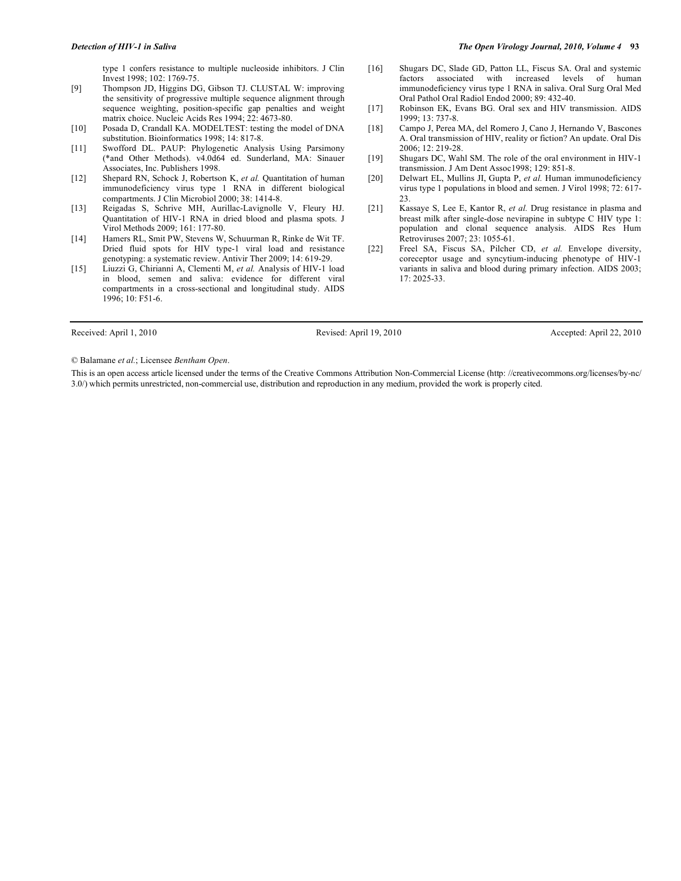type 1 confers resistance to multiple nucleoside inhibitors. J Clin Invest 1998; 102: 1769-75.

[9] Thompson JD, Higgins DG, Gibson TJ. CLUSTAL W: improving the sensitivity of progressive multiple sequence alignment through sequence weighting, position-specific gap penalties and weight matrix choice. Nucleic Acids Res 1994; 22: 4673-80.

[10] Posada D, Crandall KA. MODELTEST: testing the model of DNA substitution. Bioinformatics 1998; 14: 817-8.

[11] Swofford DL. PAUP: Phylogenetic Analysis Using Parsimony (*and Other Methods). v4.0d64 ed. Sunderland, MA: Sinauer Associates, Inc. Publishers 1998.

[12] Shepard RN, Schock J, Robertson K, *et al.* Quantitation of human immunodeficiency virus type 1 RNA in different biological compartments. J Clin Microbiol 2000; 38: 1414-8.

[13] Reigadas S, Schrive MH, Aurillac-Lavignolle V, Fleury HJ. Quantitation of HIV-1 RNA in dried blood and plasma spots. J Virol Methods 2009; 161: 177-80.

[14] Hamers RL, Smit PW, Stevens W, Schuurman R, Rinke de Wit TF. Dried fluid spots for HIV type-1 viral load and resistance genotyping: a systematic review. Antivir Ther 2009; 14: 619-29.

[15] Liuzzi G, Chirianni A, Clementi M, *et al.* Analysis of HIV-1 load in blood, semen and saliva: evidence for different viral compartments in a cross-sectional and longitudinal study. AIDS 1996; 10: F51-6.

[16] Shugars DC, Slade GD, Patton LL, Fiscus SA. Oral and systemic factors associated with increased levels of human immunodeficiency virus type 1 RNA in saliva. Oral Surg Oral Med Oral Pathol Oral Radiol Endod 2000; 89: 432-40.

[17] Robinson EK, Evans BG. Oral sex and HIV transmission. AIDS 1999; 13: 737-8.

[18] Campo J, Perea MA, del Romero J, Cano J, Hernando V, Bascones A. Oral transmission of HIV, reality or fiction? An update. Oral Dis 2006; 12: 219-28.

[19] Shugars DC, Wahl SM. The role of the oral environment in HIV-1 transmission. J Am Dent Assoc1998; 129: 851-8.

[20] Delwart EL, Mullins JI, Gupta P, *et al.* Human immunodeficiency virus type 1 populations in blood and semen. J Virol 1998; 72: 617-23.

[21] Kassaye S, Lee E, Kantor R, *et al.* Drug resistance in plasma and breast milk after single-dose nevirapine in subtype C HIV type 1: population and clonal sequence analysis. AIDS Res Hum Retroviruses 2007; 23: 1055-61.

[22] Freel SA, Fiscus SA, Pilcher CD, *et al.* Envelope diversity, coreceptor usage and syncytium-inducing phenotype of HIV-1 variants in saliva and blood during primary infection. AIDS 2003; 17: 2025-33.

Received: April 1, 2010 Revised: April 19, 2010 Accepted: April 22, 2010

© Balamane *et al.*; Licensee *Bentham Open*.

This is an open access article licensed under the terms of the Creative Commons Attribution Non-Commercial License (http: //creativecommons.org/licenses/by-nc/3.0/) which permits unrestricted, non-commercial use, distribution and reproduction in any medium, provided the work is properly cited.